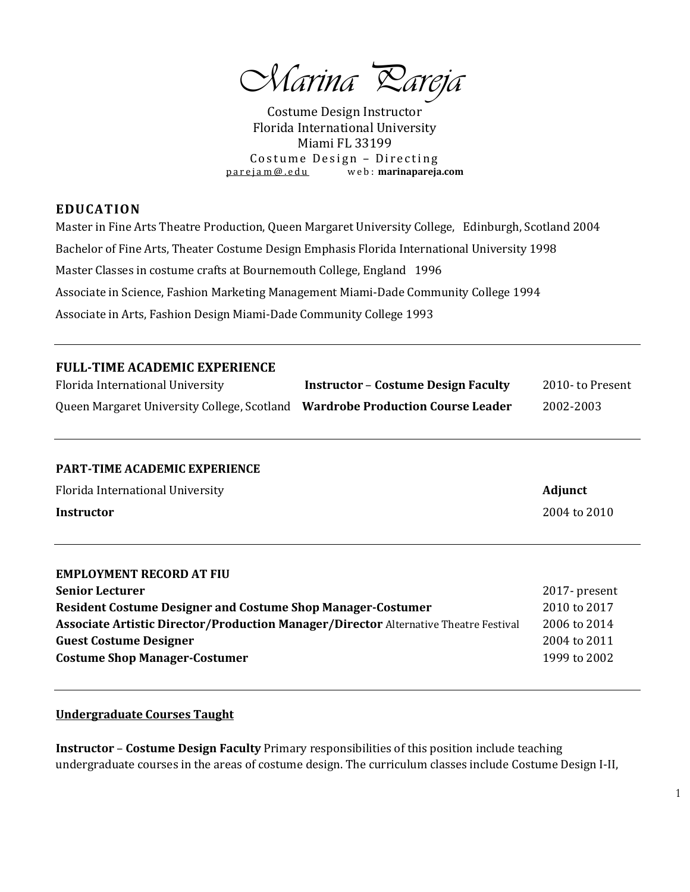# Marina Pareja

Costume Design Instructor
Florida International University
Miami FL 33199
Costume Design – Directing
parejam@.edu web: **marinapareja.com**

## EDUCATION

Master in Fine Arts Theatre Production, Queen Margaret University College, Edinburgh, Scotland 2004

Bachelor of Fine Arts, Theater Costume Design Emphasis Florida International University 1998

Master Classes in costume crafts at Bournemouth College, England 1996

Associate in Science, Fashion Marketing Management Miami-Dade Community College 1994

Associate in Arts, Fashion Design Miami-Dade Community College 1993

---

### FULL-TIME ACADEMIC EXPERIENCE

| | | |
|---|---|---|
| Florida International University | **Instructor – Costume Design Faculty** | 2010- to Present |
| Queen Margaret University College, Scotland | **Wardrobe Production Course Leader** | 2002-2003 |

---

### PART-TIME ACADEMIC EXPERIENCE

Florida International University **Adjunct Instructor** 2004 to 2010

---

### EMPLOYMENT RECORD AT FIU

| | |
|---|---|
| **Senior Lecturer** | 2017- present |
| **Resident Costume Designer and Costume Shop Manager-Costumer** | 2010 to 2017 |
| **Associate Artistic Director/Production Manager/Director** Alternative Theatre Festival | 2006 to 2014 |
| **Guest Costume Designer** | 2004 to 2011 |
| **Costume Shop Manager-Costumer** | 1999 to 2002 |

---

**Undergraduate Courses Taught**

**Instructor** – **Costume Design Faculty** Primary responsibilities of this position include teaching undergraduate courses in the areas of costume design. The curriculum classes include Costume Design I-II,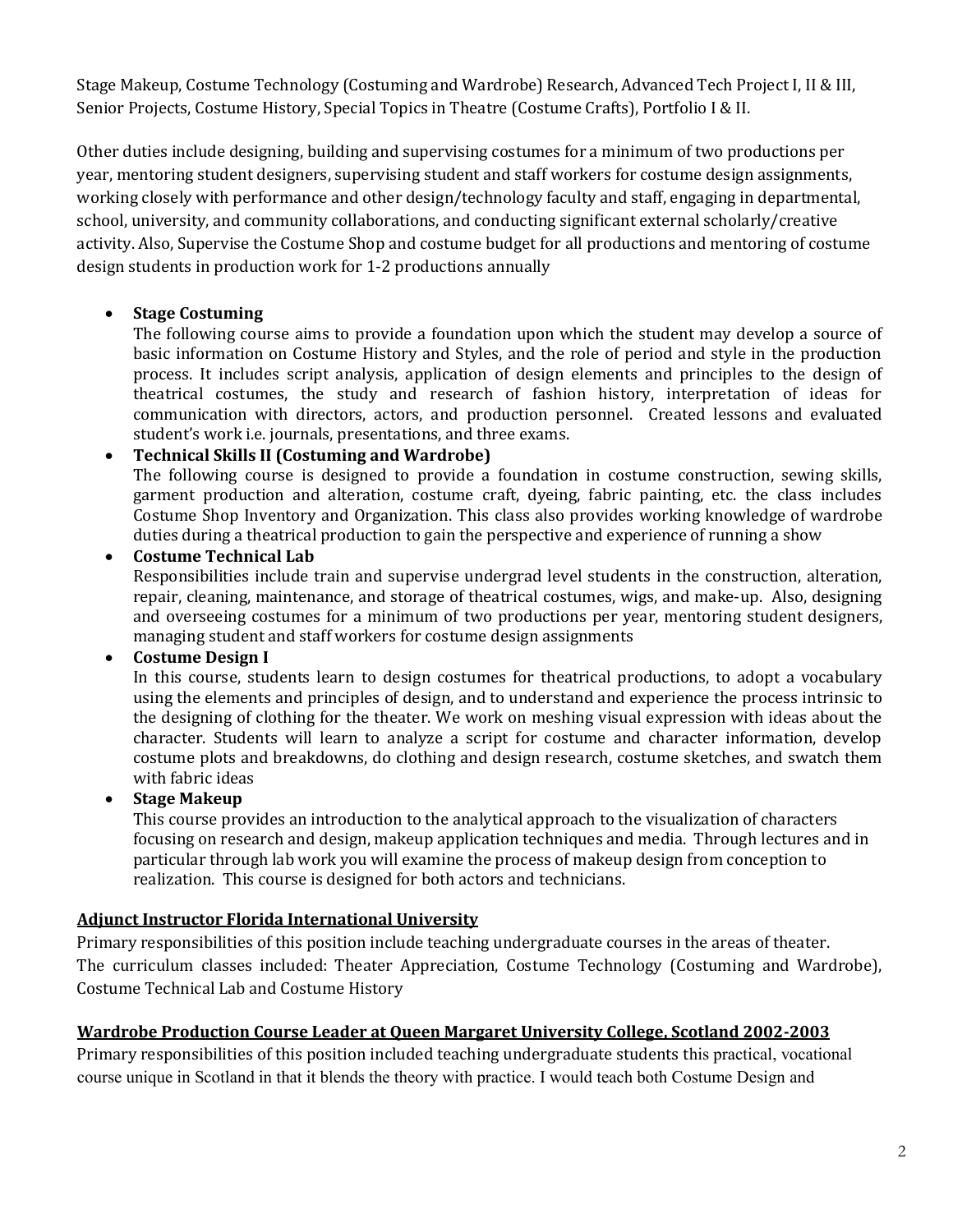Stage Makeup, Costume Technology (Costuming and Wardrobe) Research, Advanced Tech Project I, II & III, Senior Projects, Costume History, Special Topics in Theatre (Costume Crafts), Portfolio I & II.

Other duties include designing, building and supervising costumes for a minimum of two productions per year, mentoring student designers, supervising student and staff workers for costume design assignments, working closely with performance and other design/technology faculty and staff, engaging in departmental, school, university, and community collaborations, and conducting significant external scholarly/creative activity. Also, Supervise the Costume Shop and costume budget for all productions and mentoring of costume design students in production work for 1-2 productions annually

- **Stage Costuming**
  The following course aims to provide a foundation upon which the student may develop a source of basic information on Costume History and Styles, and the role of period and style in the production process. It includes script analysis, application of design elements and principles to the design of theatrical costumes, the study and research of fashion history, interpretation of ideas for communication with directors, actors, and production personnel. Created lessons and evaluated student's work i.e. journals, presentations, and three exams.
- **Technical Skills II (Costuming and Wardrobe)**
  The following course is designed to provide a foundation in costume construction, sewing skills, garment production and alteration, costume craft, dyeing, fabric painting, etc. the class includes Costume Shop Inventory and Organization. This class also provides working knowledge of wardrobe duties during a theatrical production to gain the perspective and experience of running a show
- **Costume Technical Lab**
  Responsibilities include train and supervise undergrad level students in the construction, alteration, repair, cleaning, maintenance, and storage of theatrical costumes, wigs, and make-up. Also, designing and overseeing costumes for a minimum of two productions per year, mentoring student designers, managing student and staff workers for costume design assignments
- **Costume Design I**
  In this course, students learn to design costumes for theatrical productions, to adopt a vocabulary using the elements and principles of design, and to understand and experience the process intrinsic to the designing of clothing for the theater. We work on meshing visual expression with ideas about the character. Students will learn to analyze a script for costume and character information, develop costume plots and breakdowns, do clothing and design research, costume sketches, and swatch them with fabric ideas
- **Stage Makeup**
  This course provides an introduction to the analytical approach to the visualization of characters focusing on research and design, makeup application techniques and media. Through lectures and in particular through lab work you will examine the process of makeup design from conception to realization. This course is designed for both actors and technicians.

**<u>Adjunct Instructor Florida International University</u>**

Primary responsibilities of this position include teaching undergraduate courses in the areas of theater.
The curriculum classes included: Theater Appreciation, Costume Technology (Costuming and Wardrobe), Costume Technical Lab and Costume History

**<u>Wardrobe Production Course Leader at Queen Margaret University College, Scotland 2002-2003</u>**

Primary responsibilities of this position included teaching undergraduate students this practical, vocational course unique in Scotland in that it blends the theory with practice. I would teach both Costume Design and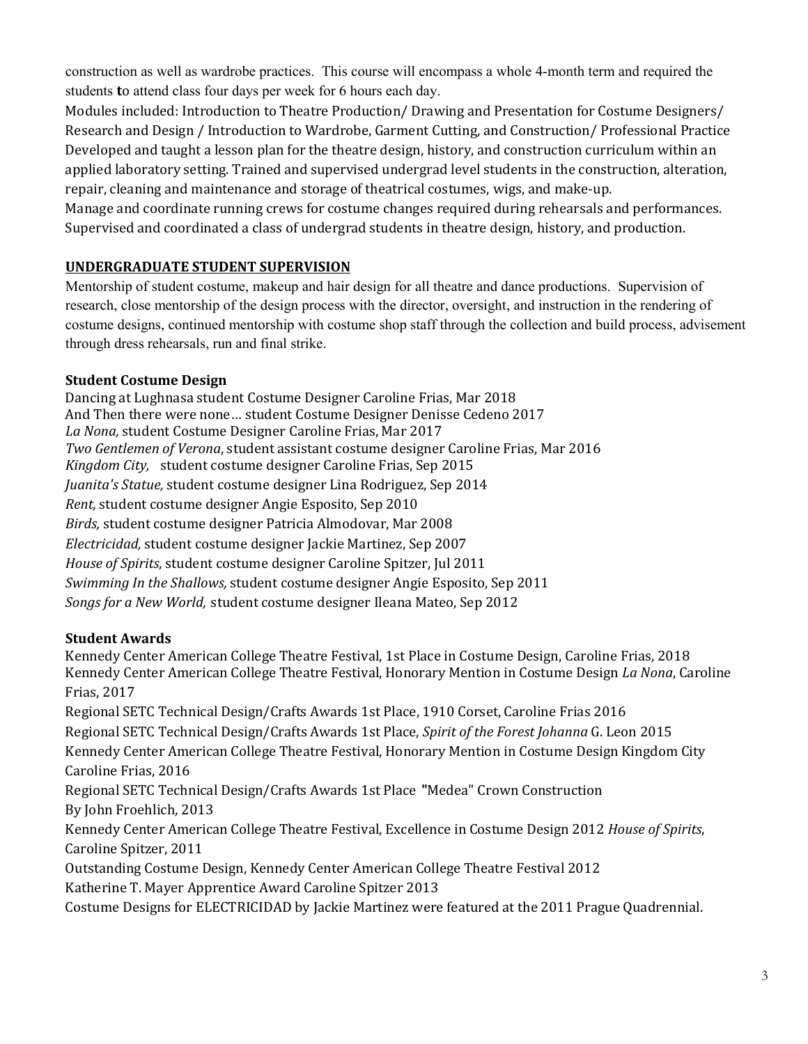construction as well as wardrobe practices. This course will encompass a whole 4-month term and required the students **t**o attend class four days per week for 6 hours each day.
Modules included: Introduction to Theatre Production/ Drawing and Presentation for Costume Designers/ Research and Design / Introduction to Wardrobe, Garment Cutting, and Construction/ Professional Practice
Developed and taught a lesson plan for the theatre design, history, and construction curriculum within an applied laboratory setting. Trained and supervised undergrad level students in the construction, alteration, repair, cleaning and maintenance and storage of theatrical costumes, wigs, and make-up.
Manage and coordinate running crews for costume changes required during rehearsals and performances.
Supervised and coordinated a class of undergrad students in theatre design, history, and production.

## UNDERGRADUATE STUDENT SUPERVISION

Mentorship of student costume, makeup and hair design for all theatre and dance productions. Supervision of research, close mentorship of the design process with the director, oversight, and instruction in the rendering of costume designs, continued mentorship with costume shop staff through the collection and build process, advisement through dress rehearsals, run and final strike.

### Student Costume Design

Dancing at Lughnasa student Costume Designer Caroline Frias, Mar 2018
And Then there were none… student Costume Designer Denisse Cedeno 2017
*La Nona,* student Costume Designer Caroline Frias, Mar 2017
*Two Gentlemen of Verona*, student assistant costume designer Caroline Frias, Mar 2016
*Kingdom City,* student costume designer Caroline Frias, Sep 2015
*Juanita's Statue,* student costume designer Lina Rodriguez, Sep 2014
*Rent,* student costume designer Angie Esposito, Sep 2010
*Birds,* student costume designer Patricia Almodovar, Mar 2008
*Electricidad,* student costume designer Jackie Martinez, Sep 2007
*House of Spirits*, student costume designer Caroline Spitzer, Jul 2011
*Swimming In the Shallows,* student costume designer Angie Esposito, Sep 2011
*Songs for a New World,* student costume designer Ileana Mateo, Sep 2012

### Student Awards

Kennedy Center American College Theatre Festival, 1st Place in Costume Design, Caroline Frias, 2018
Kennedy Center American College Theatre Festival, Honorary Mention in Costume Design *La Nona*, Caroline Frias, 2017
Regional SETC Technical Design/Crafts Awards 1st Place, 1910 Corset, Caroline Frias 2016
Regional SETC Technical Design/Crafts Awards 1st Place, *Spirit of the Forest Johanna* G. Leon 2015
Kennedy Center American College Theatre Festival, Honorary Mention in Costume Design Kingdom City Caroline Frias, 2016
Regional SETC Technical Design/Crafts Awards 1st Place "Medea" Crown Construction By John Froehlich, 2013
Kennedy Center American College Theatre Festival, Excellence in Costume Design 2012 *House of Spirits*, Caroline Spitzer, 2011
Outstanding Costume Design, Kennedy Center American College Theatre Festival 2012
Katherine T. Mayer Apprentice Award Caroline Spitzer 2013
Costume Designs for ELECTRICIDAD by Jackie Martinez were featured at the 2011 Prague Quadrennial.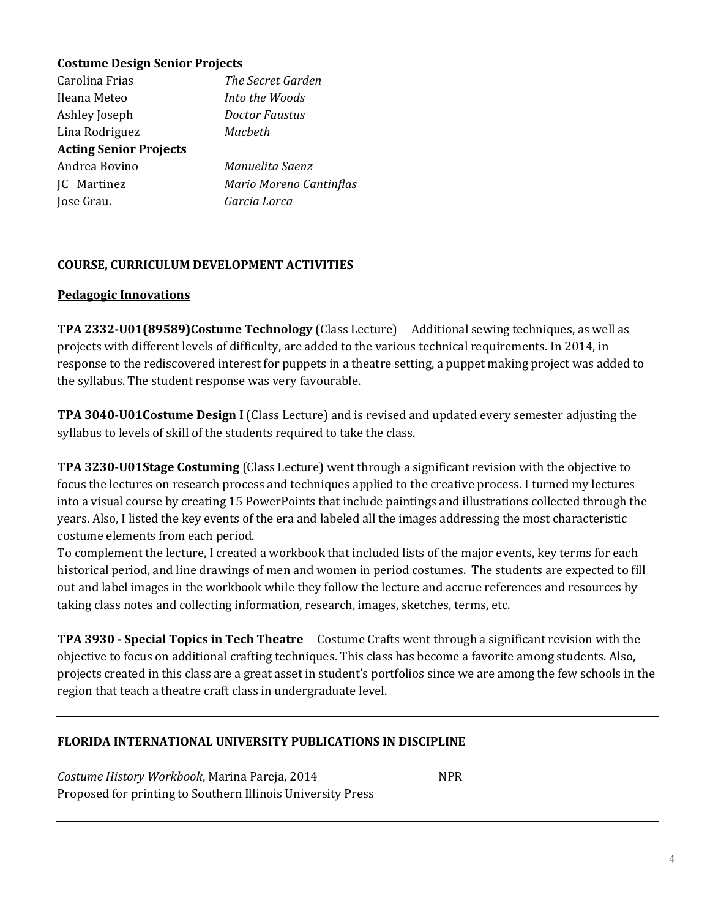**Costume Design Senior Projects**

| | |
|---|---|
| Carolina Frias | *The Secret Garden* |
| Ileana Meteo | *Into the Woods* |
| Ashley Joseph | *Doctor Faustus* |
| Lina Rodriguez | *Macbeth* |

**Acting Senior Projects**

| | |
|---|---|
| Andrea Bovino | *Manuelita Saenz* |
| JC Martinez | *Mario Moreno Cantinflas* |
| Jose Grau. | *Garcia Lorca* |

---

**COURSE, CURRICULUM DEVELOPMENT ACTIVITIES**

**Pedagogic Innovations**

**TPA 2332-U01(89589)Costume Technology** (Class Lecture) Additional sewing techniques, as well as projects with different levels of difficulty, are added to the various technical requirements. In 2014, in response to the rediscovered interest for puppets in a theatre setting, a puppet making project was added to the syllabus. The student response was very favourable.

**TPA 3040-U01Costume Design I** (Class Lecture) and is revised and updated every semester adjusting the syllabus to levels of skill of the students required to take the class.

**TPA 3230-U01Stage Costuming** (Class Lecture) went through a significant revision with the objective to focus the lectures on research process and techniques applied to the creative process. I turned my lectures into a visual course by creating 15 PowerPoints that include paintings and illustrations collected through the years. Also, I listed the key events of the era and labeled all the images addressing the most characteristic costume elements from each period.
To complement the lecture, I created a workbook that included lists of the major events, key terms for each historical period, and line drawings of men and women in period costumes. The students are expected to fill out and label images in the workbook while they follow the lecture and accrue references and resources by taking class notes and collecting information, research, images, sketches, terms, etc.

**TPA 3930 - Special Topics in Tech Theatre** Costume Crafts went through a significant revision with the objective to focus on additional crafting techniques. This class has become a favorite among students. Also, projects created in this class are a great asset in student's portfolios since we are among the few schools in the region that teach a theatre craft class in undergraduate level.

---

**FLORIDA INTERNATIONAL UNIVERSITY PUBLICATIONS IN DISCIPLINE**

*Costume History Workbook*, Marina Pareja, 2014 NPR
Proposed for printing to Southern Illinois University Press

---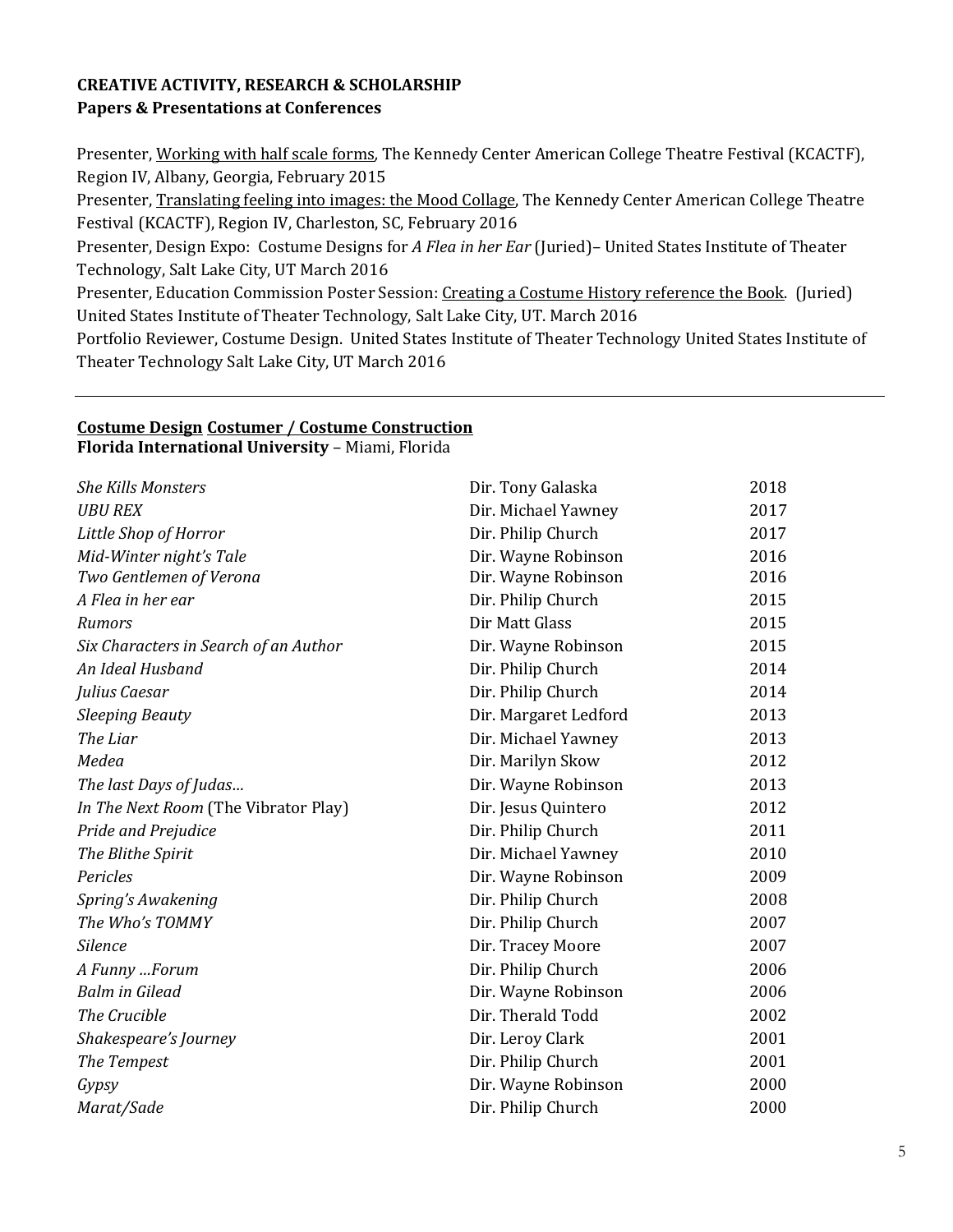**CREATIVE ACTIVITY, RESEARCH & SCHOLARSHIP**
**Papers & Presentations at Conferences**

Presenter, <u>Working with half scale forms</u>, The Kennedy Center American College Theatre Festival (KCACTF), Region IV, Albany, Georgia, February 2015
Presenter, <u>Translating feeling into images: the Mood Collage</u>, The Kennedy Center American College Theatre Festival (KCACTF), Region IV, Charleston, SC, February 2016
Presenter, Design Expo: Costume Designs for *A Flea in her Ear* (Juried)– United States Institute of Theater Technology, Salt Lake City, UT March 2016
Presenter, Education Commission Poster Session: <u>Creating a Costume History reference the Book</u>. (Juried) United States Institute of Theater Technology, Salt Lake City, UT. March 2016
Portfolio Reviewer, Costume Design. United States Institute of Theater Technology United States Institute of Theater Technology Salt Lake City, UT March 2016

---

**<u>Costume Design</u> <u>Costumer / Costume Construction</u>**
**Florida International University** – Miami, Florida

| | | |
|---|---|---|
| *She Kills Monsters* | Dir. Tony Galaska | 2018 |
| *UBU REX* | Dir. Michael Yawney | 2017 |
| *Little Shop of Horror* | Dir. Philip Church | 2017 |
| *Mid-Winter night's Tale* | Dir. Wayne Robinson | 2016 |
| *Two Gentlemen of Verona* | Dir. Wayne Robinson | 2016 |
| *A Flea in her ear* | Dir. Philip Church | 2015 |
| *Rumors* | Dir Matt Glass | 2015 |
| *Six Characters in Search of an Author* | Dir. Wayne Robinson | 2015 |
| *An Ideal Husband* | Dir. Philip Church | 2014 |
| *Julius Caesar* | Dir. Philip Church | 2014 |
| *Sleeping Beauty* | Dir. Margaret Ledford | 2013 |
| *The Liar* | Dir. Michael Yawney | 2013 |
| *Medea* | Dir. Marilyn Skow | 2012 |
| *The last Days of Judas…* | Dir. Wayne Robinson | 2013 |
| *In The Next Room* (The Vibrator Play) | Dir. Jesus Quintero | 2012 |
| *Pride and Prejudice* | Dir. Philip Church | 2011 |
| *The Blithe Spirit* | Dir. Michael Yawney | 2010 |
| *Pericles* | Dir. Wayne Robinson | 2009 |
| *Spring's Awakening* | Dir. Philip Church | 2008 |
| *The Who's TOMMY* | Dir. Philip Church | 2007 |
| *Silence* | Dir. Tracey Moore | 2007 |
| *A Funny …Forum* | Dir. Philip Church | 2006 |
| *Balm in Gilead* | Dir. Wayne Robinson | 2006 |
| *The Crucible* | Dir. Therald Todd | 2002 |
| *Shakespeare's Journey* | Dir. Leroy Clark | 2001 |
| *The Tempest* | Dir. Philip Church | 2001 |
| *Gypsy* | Dir. Wayne Robinson | 2000 |
| *Marat/Sade* | Dir. Philip Church | 2000 |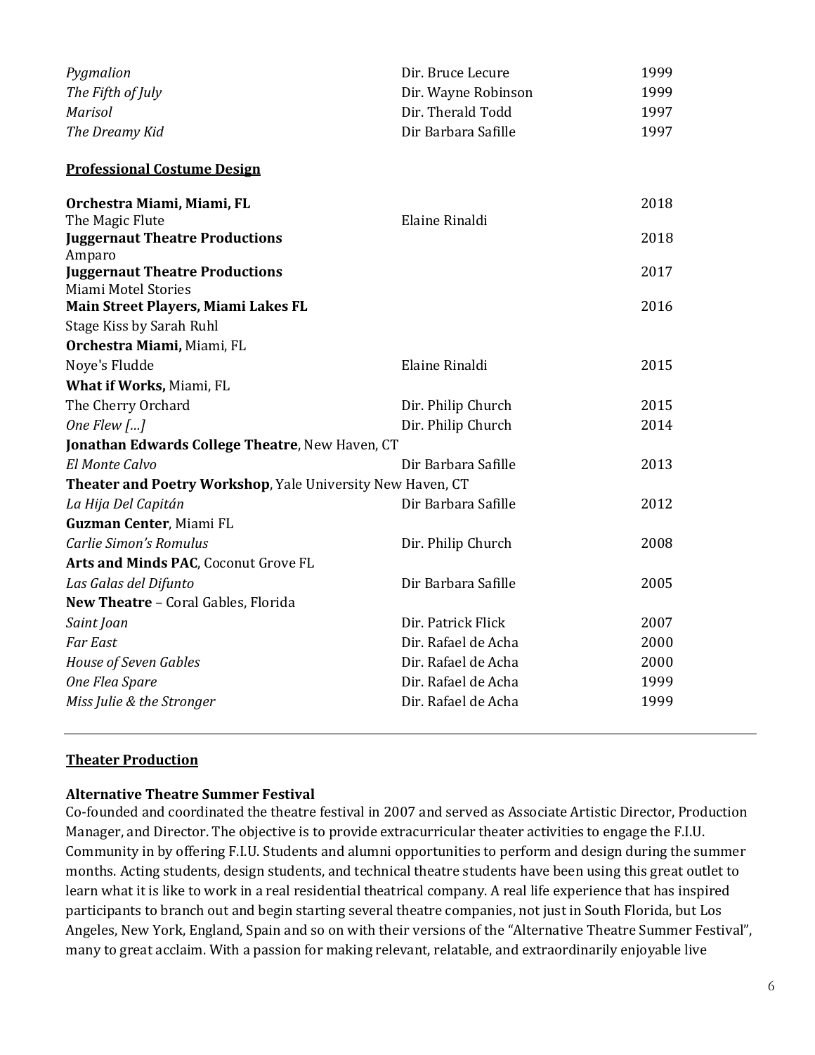| | | |
|---|---|---|
| *Pygmalion* | Dir. Bruce Lecure | 1999 |
| *The Fifth of July* | Dir. Wayne Robinson | 1999 |
| *Marisol* | Dir. Therald Todd | 1997 |
| *The Dreamy Kid* | Dir Barbara Safille | 1997 |

**Professional Costume Design**

| | | |
|---|---|---|
| **Orchestra Miami, Miami, FL** | | 2018 |
| The Magic Flute | Elaine Rinaldi | |
| **Juggernaut Theatre Productions** | | 2018 |
| Amparo | | |
| **Juggernaut Theatre Productions** | | 2017 |
| Miami Motel Stories | | |
| **Main Street Players, Miami Lakes FL** | | 2016 |
| Stage Kiss by Sarah Ruhl | | |
| **Orchestra Miami,** Miami, FL | | |
| Noye's Fludde | Elaine Rinaldi | 2015 |
| **What if Works,** Miami, FL | | |
| The Cherry Orchard | Dir. Philip Church | 2015 |
| *One Flew […]* | Dir. Philip Church | 2014 |
| **Jonathan Edwards College Theatre**, New Haven, CT | | |
| *El Monte Calvo* | Dir Barbara Safille | 2013 |
| **Theater and Poetry Workshop**, Yale University New Haven, CT | | |
| *La Hija Del Capitán* | Dir Barbara Safille | 2012 |
| **Guzman Center**, Miami FL | | |
| *Carlie Simon's Romulus* | Dir. Philip Church | 2008 |
| **Arts and Minds PAC**, Coconut Grove FL | | |
| *Las Galas del Difunto* | Dir Barbara Safille | 2005 |
| **New Theatre** – Coral Gables, Florida | | |
| *Saint Joan* | Dir. Patrick Flick | 2007 |
| *Far East* | Dir. Rafael de Acha | 2000 |
| *House of Seven Gables* | Dir. Rafael de Acha | 2000 |
| *One Flea Spare* | Dir. Rafael de Acha | 1999 |
| *Miss Julie & the Stronger* | Dir. Rafael de Acha | 1999 |

---

**Theater Production**

**Alternative Theatre Summer Festival**

Co-founded and coordinated the theatre festival in 2007 and served as Associate Artistic Director, Production Manager, and Director. The objective is to provide extracurricular theater activities to engage the F.I.U. Community in by offering F.I.U. Students and alumni opportunities to perform and design during the summer months. Acting students, design students, and technical theatre students have been using this great outlet to learn what it is like to work in a real residential theatrical company. A real life experience that has inspired participants to branch out and begin starting several theatre companies, not just in South Florida, but Los Angeles, New York, England, Spain and so on with their versions of the "Alternative Theatre Summer Festival", many to great acclaim. With a passion for making relevant, relatable, and extraordinarily enjoyable live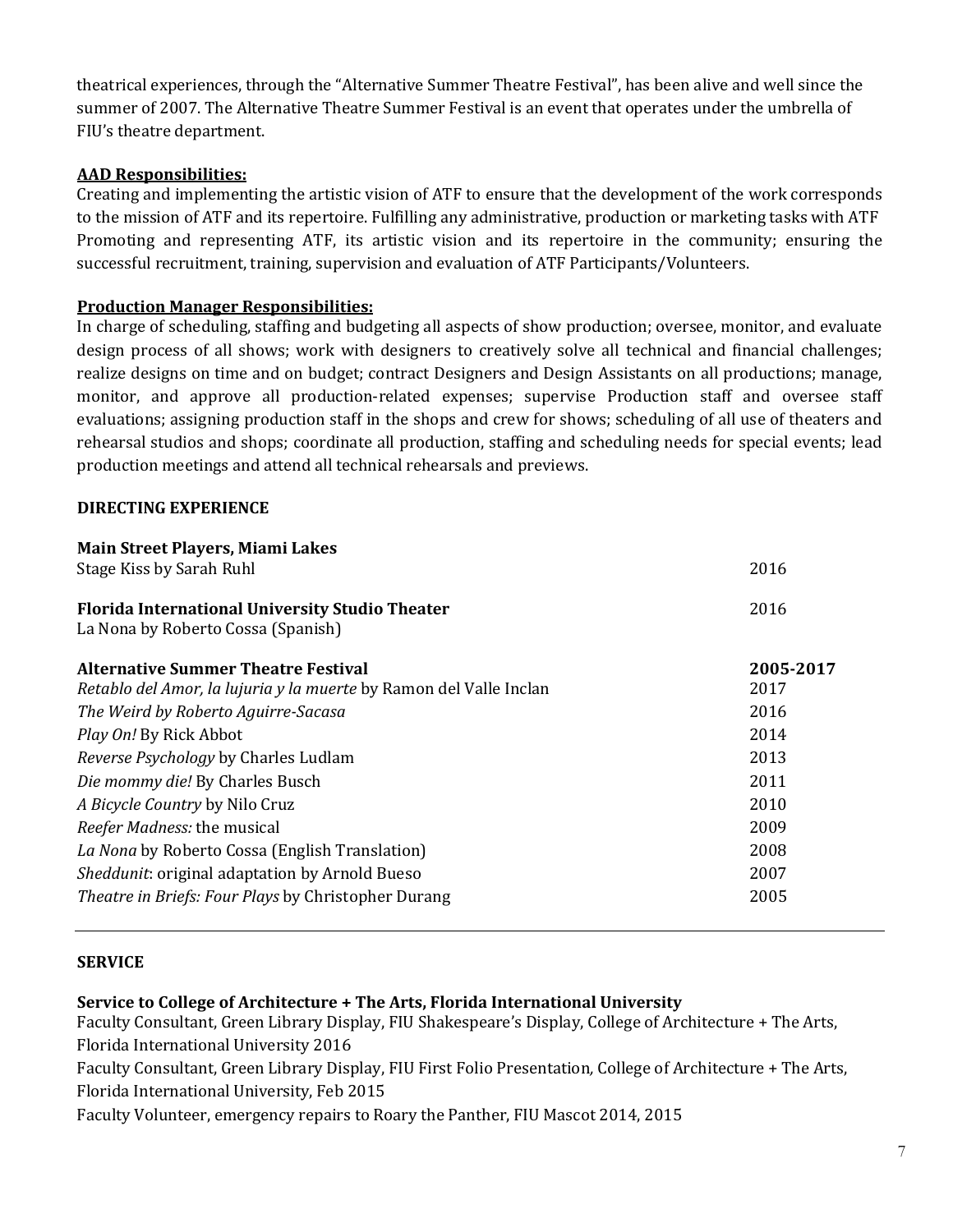theatrical experiences, through the "Alternative Summer Theatre Festival", has been alive and well since the summer of 2007. The Alternative Theatre Summer Festival is an event that operates under the umbrella of FIU's theatre department.

**AAD Responsibilities:**

Creating and implementing the artistic vision of ATF to ensure that the development of the work corresponds to the mission of ATF and its repertoire. Fulfilling any administrative, production or marketing tasks with ATF Promoting and representing ATF, its artistic vision and its repertoire in the community; ensuring the successful recruitment, training, supervision and evaluation of ATF Participants/Volunteers.

**Production Manager Responsibilities:**

In charge of scheduling, staffing and budgeting all aspects of show production; oversee, monitor, and evaluate design process of all shows; work with designers to creatively solve all technical and financial challenges; realize designs on time and on budget; contract Designers and Design Assistants on all productions; manage, monitor, and approve all production-related expenses; supervise Production staff and oversee staff evaluations; assigning production staff in the shops and crew for shows; scheduling of all use of theaters and rehearsal studios and shops; coordinate all production, staffing and scheduling needs for special events; lead production meetings and attend all technical rehearsals and previews.

## DIRECTING EXPERIENCE

**Main Street Players, Miami Lakes**
Stage Kiss by Sarah Ruhl — 2016

**Florida International University Studio Theater** — 2016
La Nona by Roberto Cossa (Spanish)

**Alternative Summer Theatre Festival** — **2005-2017**

- *Retablo del Amor, la lujuria y la muerte* by Ramon del Valle Inclan — 2017
- *The Weird by Roberto Aguirre-Sacasa* — 2016
- *Play On!* By Rick Abbot — 2014
- *Reverse Psychology* by Charles Ludlam — 2013
- *Die mommy die!* By Charles Busch — 2011
- *A Bicycle Country* by Nilo Cruz — 2010
- *Reefer Madness:* the musical — 2009
- *La Nona* by Roberto Cossa (English Translation) — 2008
- *Sheddunit*: original adaptation by Arnold Bueso — 2007
- *Theatre in Briefs: Four Plays* by Christopher Durang — 2005

---

## SERVICE

**Service to College of Architecture + The Arts, Florida International University**

Faculty Consultant, Green Library Display, FIU Shakespeare's Display, College of Architecture + The Arts, Florida International University 2016

Faculty Consultant, Green Library Display, FIU First Folio Presentation*,* College of Architecture + The Arts, Florida International University, Feb 2015

Faculty Volunteer, emergency repairs to Roary the Panther, FIU Mascot 2014, 2015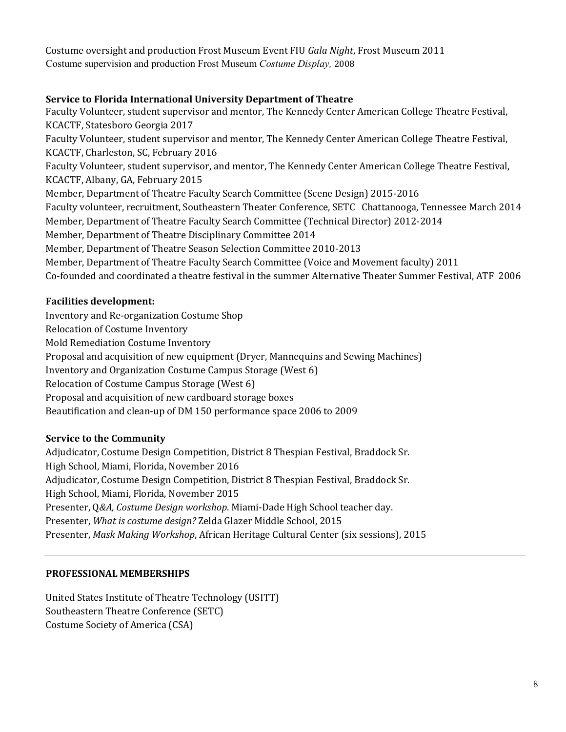Costume oversight and production Frost Museum Event FIU *Gala Night*, Frost Museum 2011
Costume supervision and production Frost Museum *Costume Display,* 2008

**Service to Florida International University Department of Theatre**

Faculty Volunteer, student supervisor and mentor, The Kennedy Center American College Theatre Festival, KCACTF, Statesboro Georgia 2017
Faculty Volunteer, student supervisor and mentor, The Kennedy Center American College Theatre Festival, KCACTF, Charleston, SC, February 2016
Faculty Volunteer, student supervisor, and mentor, The Kennedy Center American College Theatre Festival, KCACTF, Albany, GA, February 2015
Member, Department of Theatre Faculty Search Committee (Scene Design) 2015-2016
Faculty volunteer, recruitment, Southeastern Theater Conference, SETC Chattanooga, Tennessee March 2014
Member, Department of Theatre Faculty Search Committee (Technical Director) 2012-2014
Member, Department of Theatre Disciplinary Committee 2014
Member, Department of Theatre Season Selection Committee 2010-2013
Member, Department of Theatre Faculty Search Committee (Voice and Movement faculty) 2011
Co-founded and coordinated a theatre festival in the summer Alternative Theater Summer Festival, ATF 2006

**Facilities development:**

Inventory and Re-organization Costume Shop
Relocation of Costume Inventory
Mold Remediation Costume Inventory
Proposal and acquisition of new equipment (Dryer, Mannequins and Sewing Machines)
Inventory and Organization Costume Campus Storage (West 6)
Relocation of Costume Campus Storage (West 6)
Proposal and acquisition of new cardboard storage boxes
Beautification and clean-up of DM 150 performance space 2006 to 2009

**Service to the Community**

Adjudicator, Costume Design Competition, District 8 Thespian Festival, Braddock Sr. High School, Miami, Florida, November 2016
Adjudicator, Costume Design Competition, District 8 Thespian Festival, Braddock Sr. High School, Miami, Florida, November 2015
Presenter, Q*&A, Costume Design workshop*. Miami-Dade High School teacher day.
Presenter, *What is costume design?* Zelda Glazer Middle School, 2015
Presenter, *Mask Making Workshop*, African Heritage Cultural Center (six sessions), 2015

---

**PROFESSIONAL MEMBERSHIPS**

United States Institute of Theatre Technology (USITT)
Southeastern Theatre Conference (SETC)
Costume Society of America (CSA)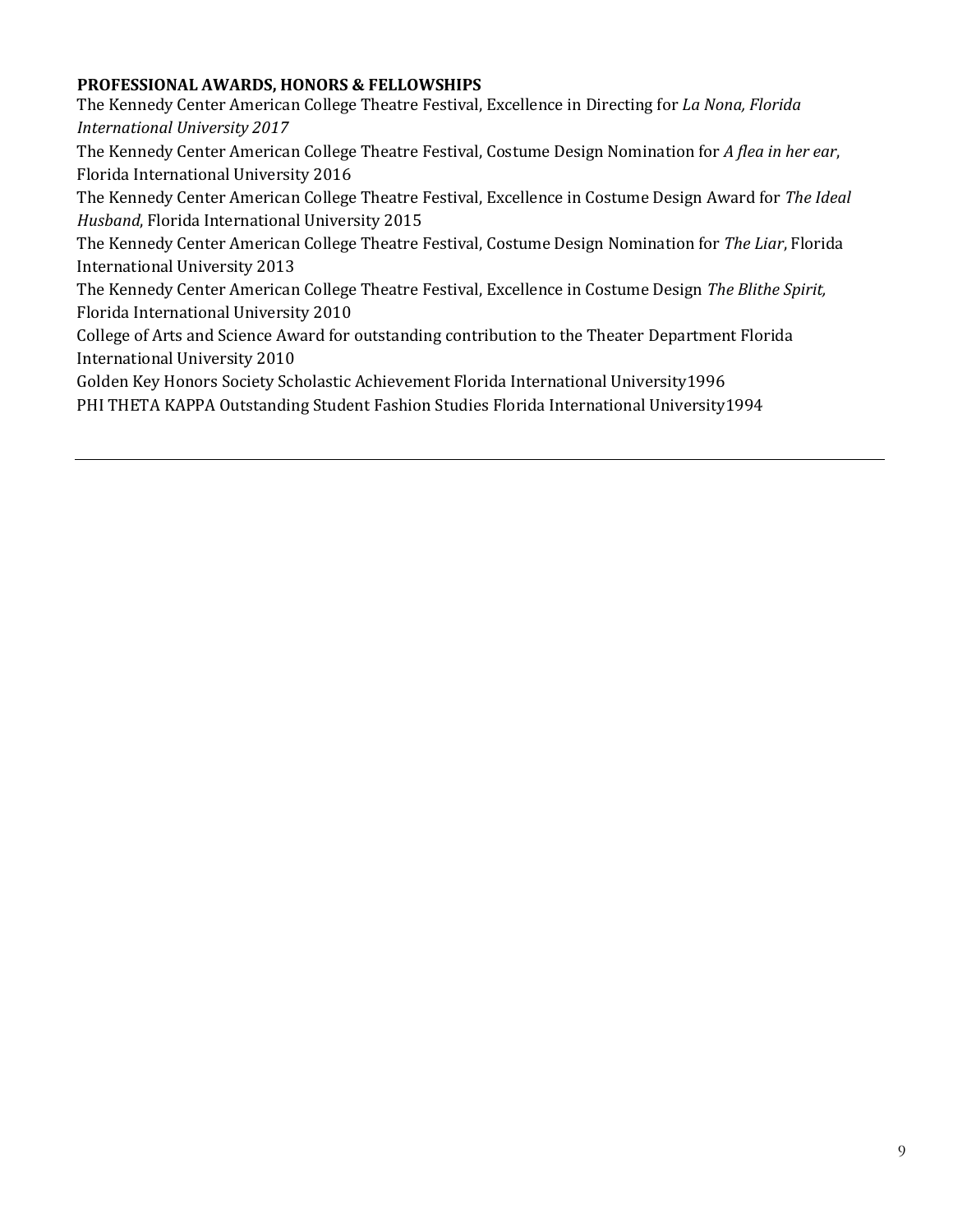**PROFESSIONAL AWARDS, HONORS & FELLOWSHIPS**

The Kennedy Center American College Theatre Festival, Excellence in Directing for *La Nona, Florida International University 2017*

The Kennedy Center American College Theatre Festival, Costume Design Nomination for *A flea in her ear*, Florida International University 2016

The Kennedy Center American College Theatre Festival, Excellence in Costume Design Award for *The Ideal Husband*, Florida International University 2015

The Kennedy Center American College Theatre Festival, Costume Design Nomination for *The Liar*, Florida International University 2013

The Kennedy Center American College Theatre Festival, Excellence in Costume Design *The Blithe Spirit,* Florida International University 2010

College of Arts and Science Award for outstanding contribution to the Theater Department Florida International University 2010

Golden Key Honors Society Scholastic Achievement Florida International University1996

PHI THETA KAPPA Outstanding Student Fashion Studies Florida International University1994

---